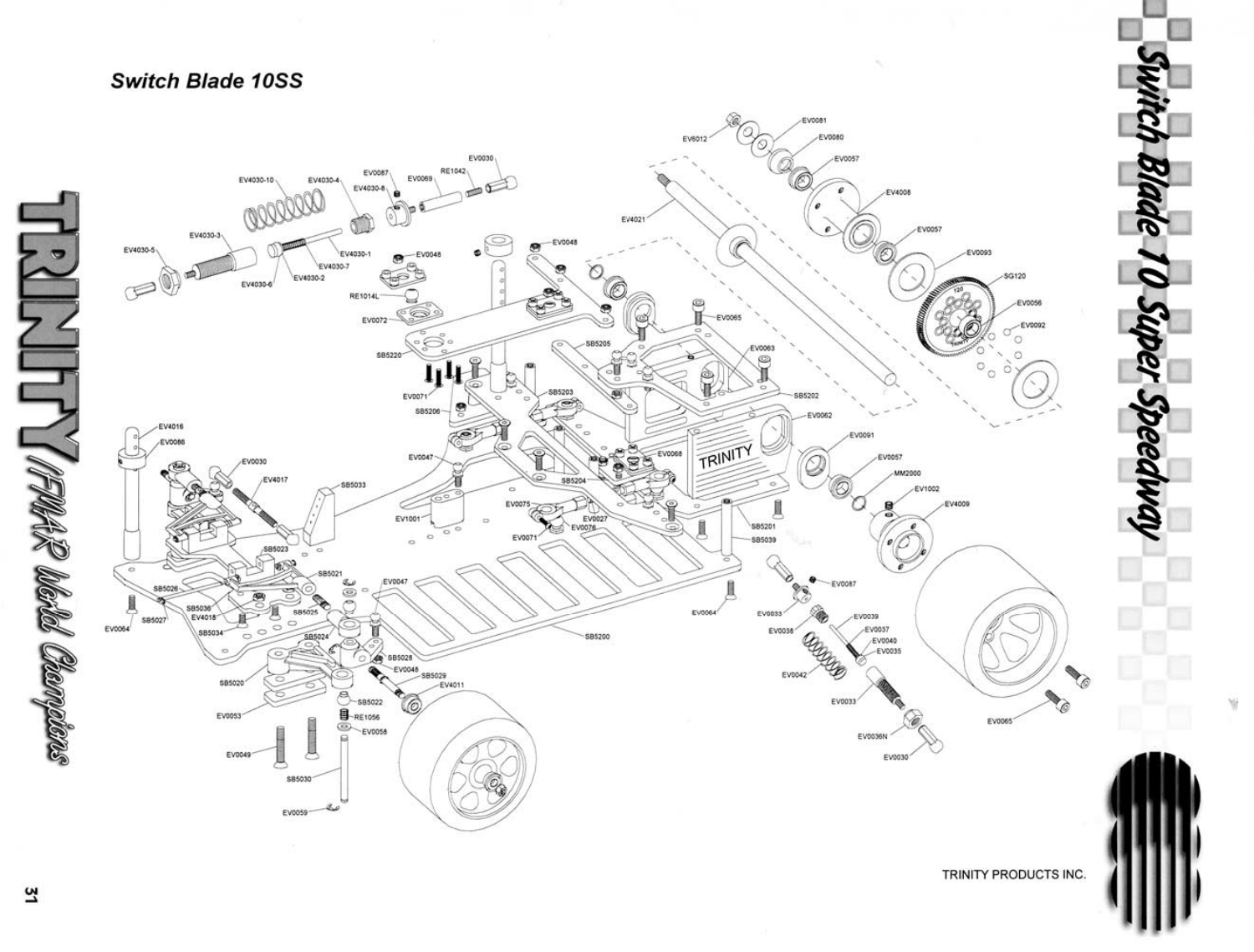## Switch Blade 10SS

EV6012 EV0081 EV0080 EV0057 EV4008 EV4021 EV0057 EV0093 SG120 EV0056 EV0092

EV4030-10 EV4030-4 EV0087 EV0069 RE1042 EV0030 EV4030-8 EV4030-3 EV4030-5 EV4030-1 EV4030-7 EV4030-2 EV4030-6 EV0048 EV0048 RE1014L EV0072 EV0065 SB5205 EV0063 SB5220 EV0071 SB5206 SB5203 SB5202 EV0062

EV4016 EV0086 EV0030 EV4017 SB5033 EV0047 EV0068 EV0091 EV0057 MM2000 EV1002 EV4009 SB5204 EV0075 EV1001 EV0027 EV0071 EV0076 SB5201 SB5039 SB5023 SB5021 EV0047 EV0087 SB5026 SB5036 EV4018 SB5025 SB5027 EV0064 SB5034 SB5024 EV0064 EV0033 EV0038 EV0039 EV0037 EV0040 EV0035 SB5200 SB5028 EV0048 SB5029 SB5020 EV4011 EV0042 EV0033 SB5022 EV0053 RE1056 EV0058 EV0065 EV0036N EV0049 EV0030 SB5030 EV0059

**TRINITY** / IFMAR World Champions

**Switch Blade 10 Super Speedway**

TRINITY PRODUCTS INC.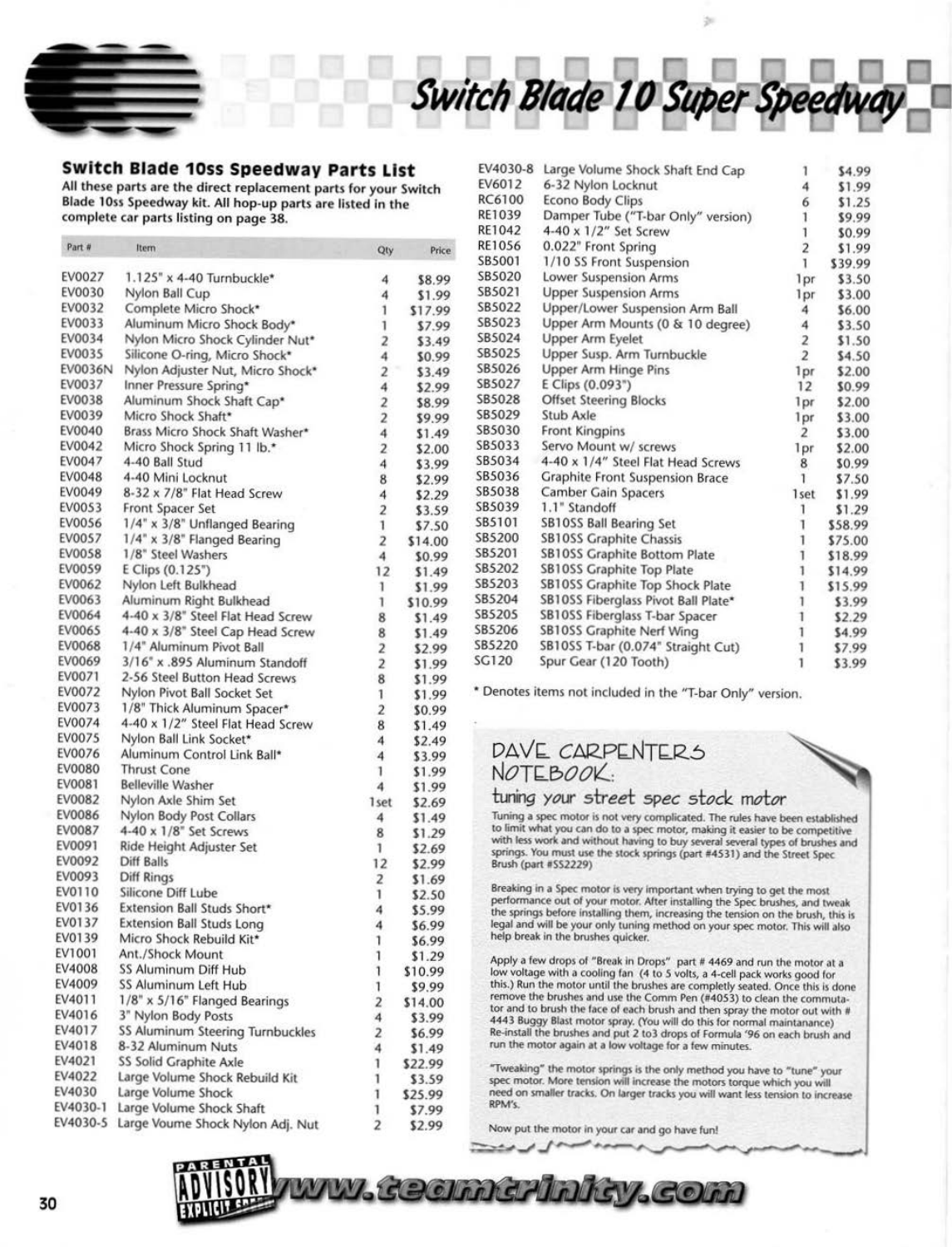# Switch Blade 10 Super Speedway

## Switch Blade 10ss Speedway Parts List

**All these parts are the direct replacement parts for your Switch Blade 10ss Speedway kit. All hop-up parts are listed in the complete car parts listing on page 38.**

| Part # | Item | Qty | Price |
|---|---|---|---|
| EV0027 | 1.125" x 4-40 Turnbuckle* | 4 | $8.99 |
| EV0030 | Nylon Ball Cup | 4 | $1.99 |
| EV0032 | Complete Micro Shock* | 1 | $17.99 |
| EV0033 | Aluminum Micro Shock Body* | 1 | $7.99 |
| EV0034 | Nylon Micro Shock Cylinder Nut* | 2 | $3.49 |
| EV0035 | Silicone O-ring, Micro Shock* | 4 | $0.99 |
| EV0036N | Nylon Adjuster Nut, Micro Shock* | 2 | $3.49 |
| EV0037 | Inner Pressure Spring* | 4 | $2.99 |
| EV0038 | Aluminum Shock Shaft Cap* | 2 | $8.99 |
| EV0039 | Micro Shock Shaft* | 2 | $9.99 |
| EV0040 | Brass Micro Shock Shaft Washer* | 4 | $1.49 |
| EV0042 | Micro Shock Spring 11 lb.* | 2 | $2.00 |
| EV0047 | 4-40 Ball Stud | 4 | $3.99 |
| EV0048 | 4-40 Mini Locknut | 8 | $2.99 |
| EV0049 | 8-32 x 7/8" Flat Head Screw | 4 | $2.29 |
| EV0053 | Front Spacer Set | 2 | $3.59 |
| EV0056 | 1/4" x 3/8" Unflanged Bearing | 1 | $7.50 |
| EV0057 | 1/4" x 3/8" Flanged Bearing | 2 | $14.00 |
| EV0058 | 1/8" Steel Washers | 4 | $0.99 |
| EV0059 | E Clips (0.125") | 12 | $1.49 |
| EV0062 | Nylon Left Bulkhead | 1 | $1.99 |
| EV0063 | Aluminum Right Bulkhead | 1 | $10.99 |
| EV0064 | 4-40 x 3/8" Steel Flat Head Screw | 8 | $1.49 |
| EV0065 | 4-40 x 3/8" Steel Cap Head Screw | 8 | $1.49 |
| EV0068 | 1/4" Aluminum Pivot Ball | 2 | $2.99 |
| EV0069 | 3/16" x .895 Aluminum Standoff | 2 | $1.99 |
| EV0071 | 2-56 Steel Button Head Screws | 8 | $1.99 |
| EV0072 | Nylon Pivot Ball Socket Set | 1 | $1.99 |
| EV0073 | 1/8" Thick Aluminum Spacer* | 2 | $0.99 |
| EV0074 | 4-40 x 1/2" Steel Flat Head Screw | 8 | $1.49 |
| EV0075 | Nylon Ball Link Socket* | 4 | $2.49 |
| EV0076 | Aluminum Control Link Ball* | 4 | $3.99 |
| EV0080 | Thrust Cone | 1 | $1.99 |
| EV0081 | Belleville Washer | 4 | $1.99 |
| EV0082 | Nylon Axle Shim Set | 1set | $2.69 |
| EV0086 | Nylon Body Post Collars | 4 | $1.49 |
| EV0087 | 4-40 x 1/8" Set Screws | 8 | $1.29 |
| EV0091 | Ride Height Adjuster Set | 1 | $2.69 |
| EV0092 | Diff Balls | 12 | $2.99 |
| EV0093 | Diff Rings | 2 | $1.69 |
| EV0110 | Silicone Diff Lube | 1 | $2.50 |
| EV0136 | Extension Ball Studs Short* | 4 | $5.99 |
| EV0137 | Extension Ball Studs Long | 4 | $6.99 |
| EV0139 | Micro Shock Rebuild Kit* | 1 | $6.99 |
| EV1001 | Ant./Shock Mount | 1 | $1.29 |
| EV4008 | SS Aluminum Diff Hub | 1 | $10.99 |
| EV4009 | SS Aluminum Left Hub | 1 | $9.99 |
| EV4011 | 1/8" x 5/16" Flanged Bearings | 2 | $14.00 |
| EV4016 | 3" Nylon Body Posts | 4 | $3.99 |
| EV4017 | SS Aluminum Steering Turnbuckles | 2 | $6.99 |
| EV4018 | 8-32 Aluminum Nuts | 4 | $1.49 |
| EV4021 | SS Solid Graphite Axle | 1 | $22.99 |
| EV4022 | Large Volume Shock Rebuild Kit | 1 | $3.59 |
| EV4030 | Large Volume Shock | 1 | $25.99 |
| EV4030-1 | Large Volume Shock Shaft | 1 | $7.99 |
| EV4030-5 | Large Voume Shock Nylon Adj. Nut | 2 | $2.99 |
| EV4030-8 | Large Volume Shock Shaft End Cap | 1 | $4.99 |
| EV6012 | 6-32 Nylon Locknut | 4 | $1.99 |
| RC6100 | Econo Body Clips | 6 | $1.25 |
| RE1039 | Damper Tube ("T-bar Only" version) | 1 | $9.99 |
| RE1042 | 4-40 x 1/2" Set Screw | 1 | $0.99 |
| RE1056 | 0.022" Front Spring | 2 | $1.99 |
| SB5001 | 1/10 SS Front Suspension | 1 | $39.99 |
| SB5020 | Lower Suspension Arms | 1pr | $3.50 |
| SB5021 | Upper Suspension Arms | 1pr | $3.00 |
| SB5022 | Upper/Lower Suspension Arm Ball | 4 | $6.00 |
| SB5023 | Upper Arm Mounts (0 & 10 degree) | 4 | $3.50 |
| SB5024 | Upper Arm Eyelet | 2 | $1.50 |
| SB5025 | Upper Susp. Arm Turnbuckle | 2 | $4.50 |
| SB5026 | Upper Arm Hinge Pins | 1pr | $2.00 |
| SB5027 | E Clips (0.093") | 12 | $0.99 |
| SB5028 | Offset Steering Blocks | 1pr | $2.00 |
| SB5029 | Stub Axle | 1pr | $3.00 |
| SB5030 | Front Kingpins | 2 | $3.00 |
| SB5033 | Servo Mount w/ screws | 1pr | $2.00 |
| SB5034 | 4-40 x 1/4" Steel Flat Head Screws | 8 | $0.99 |
| SB5036 | Graphite Front Suspension Brace | 1 | $7.50 |
| SB5038 | Camber Gain Spacers | 1set | $1.99 |
| SB5039 | 1.1" Standoff | 1 | $1.29 |
| SB5101 | SB10SS Ball Bearing Set | 1 | $58.99 |
| SB5200 | SB10SS Graphite Chassis | 1 | $75.00 |
| SB5201 | SB10SS Graphite Bottom Plate | 1 | $18.99 |
| SB5202 | SB10SS Graphite Top Plate | 1 | $14.99 |
| SB5203 | SB10SS Graphite Top Shock Plate | 1 | $15.99 |
| SB5204 | SB10SS Fiberglass Pivot Ball Plate* | 1 | $3.99 |
| SB5205 | SB10SS Fiberglass T-bar Spacer | 1 | $2.29 |
| SB5206 | SB10SS Graphite Nerf Wing | 1 | $4.99 |
| SB5220 | SB10SS T-bar (0.074" Straight Cut) | 1 | $7.99 |
| SG120 | Spur Gear (120 Tooth) | 1 | $3.99 |

* Denotes items not included in the "T-bar Only" version.

## DAVE CARPENTERS NOTEBOOK:

### tuning your street spec stock motor

Tuning a spec motor is not very complicated. The rules have been established to limit what you can do to a spec motor, making it easier to be competitive with less work and without having to buy several several types of brushes and springs. You must use the stock springs (part #4531) and the Street Spec Brush (part #SS2229)

Breaking in a Spec motor is very important when trying to get the most performance out of your motor. After installing the Spec brushes, and tweak the springs before installing them, increasing the tension on the brush, this is legal and will be your only tuning method on your spec motor. This will also help break in the brushes quicker.

Apply a few drops of "Break in Drops" part # 4469 and run the motor at a low voltage with a cooling fan (4 to 5 volts, a 4-cell pack works good for this.) Run the motor until the brushes are completly seated. Once this is done remove the brushes and use the Comm Pen (#4053) to clean the commutator and to brush the face of each brush and then spray the motor out with # 4443 Buggy Blast motor spray. (You will do this for normal maintanance) Re-install the brushes and put 2 to3 drops of Formula '96 on each brush and run the motor again at a low voltage for a few minutes.

"Tweaking" the motor springs is the only method you have to "tune" your spec motor. More tension will increase the motors torque which you will need on smaller tracks. On larger tracks you will want less tension to increase RPM's.

Now put the motor in your car and go have fun!

www.teamtrinity.com